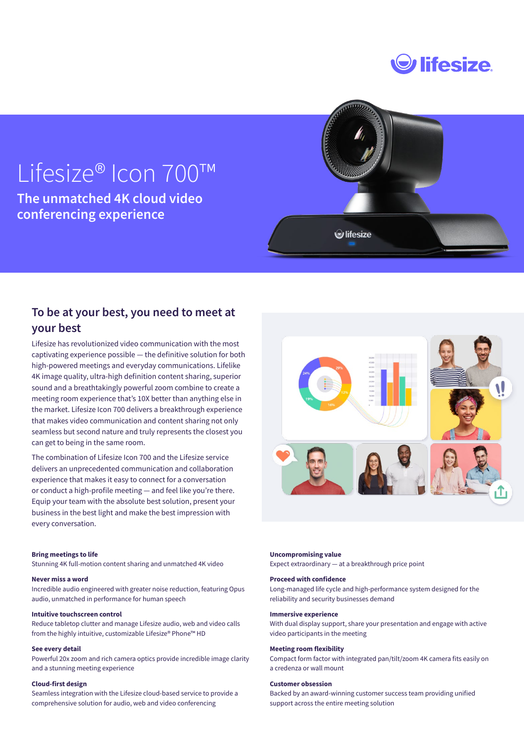# Lifesize® Icon 700™

## The unmatched 4K cloud video conferencing experience

## To be at your best, you need to meet at your best

Lifesize has revolutionized video communication with the most captivating experience possible — the definitive solution for both high-powered meetings and everyday communications. Lifelike 4K image quality, ultra-high definition content sharing, superior sound and a breathtakingly powerful zoom combine to create a meeting room experience that's 10X better than anything else in the market. Lifesize Icon 700 delivers a breakthrough experience that makes video communication and content sharing not only seamless but second nature and truly represents the closest you can get to being in the same room.

The combination of Lifesize Icon 700 and the Lifesize service delivers an unprecedented communication and collaboration experience that makes it easy to connect for a conversation or conduct a high-profile meeting — and feel like you're there. Equip your team with the absolute best solution, present your business in the best light and make the best impression with every conversation.

**Bring meetings to life**
Stunning 4K full-motion content sharing and unmatched 4K video

**Never miss a word**
Incredible audio engineered with greater noise reduction, featuring Opus audio, unmatched in performance for human speech

**Intuitive touchscreen control**
Reduce tabletop clutter and manage Lifesize audio, web and video calls from the highly intuitive, customizable Lifesize® Phone™ HD

**See every detail**
Powerful 20x zoom and rich camera optics provide incredible image clarity and a stunning meeting experience

**Cloud-first design**
Seamless integration with the Lifesize cloud-based service to provide a comprehensive solution for audio, web and video conferencing

**Uncompromising value**
Expect extraordinary — at a breakthrough price point

**Proceed with confidence**
Long-managed life cycle and high-performance system designed for the reliability and security businesses demand

**Immersive experience**
With dual display support, share your presentation and engage with active video participants in the meeting

**Meeting room flexibility**
Compact form factor with integrated pan/tilt/zoom 4K camera fits easily on a credenza or wall mount

**Customer obsession**
Backed by an award-winning customer success team providing unified support across the entire meeting solution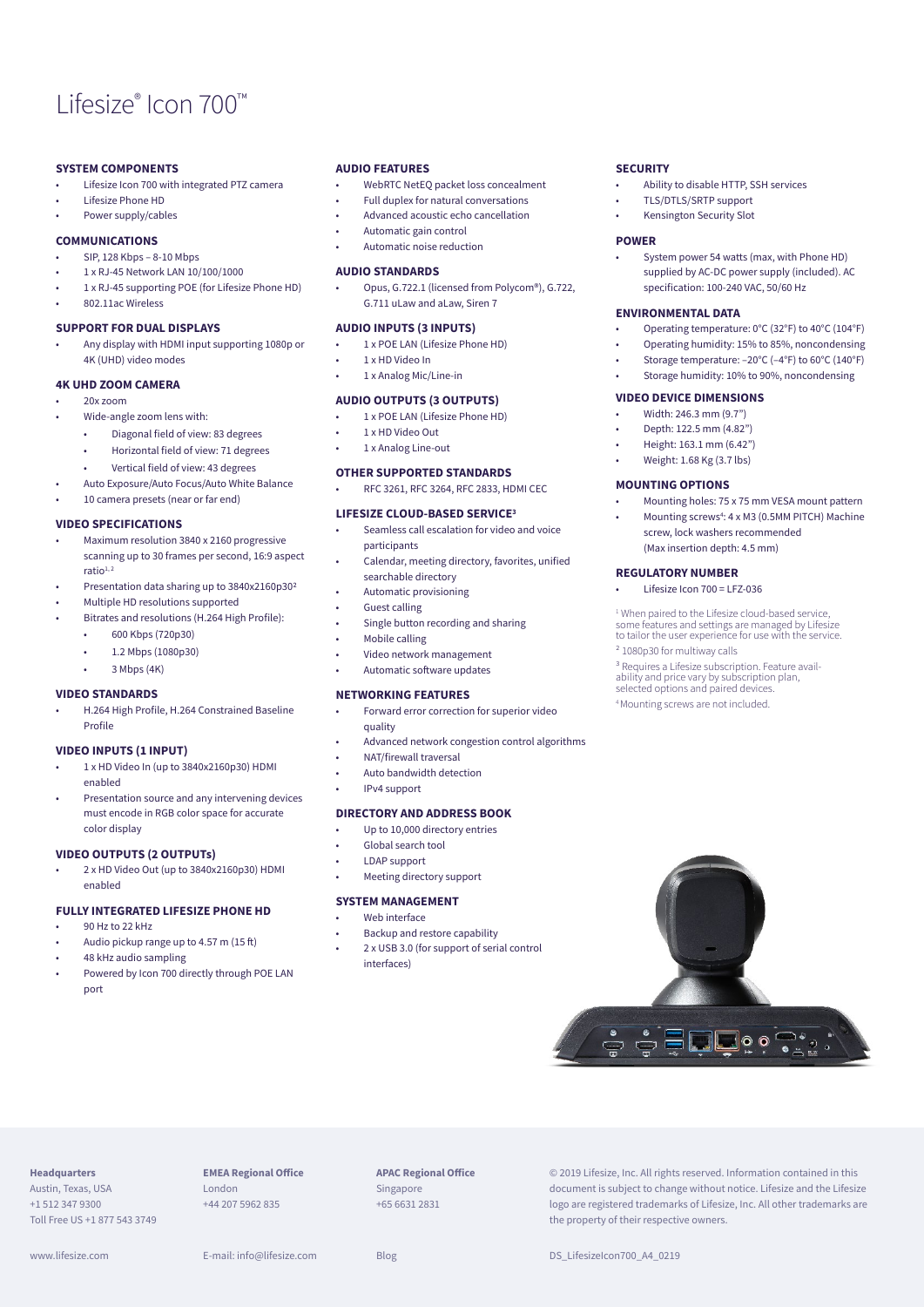# Lifesize® Icon 700™

### SYSTEM COMPONENTS

- Lifesize Icon 700 with integrated PTZ camera
- Lifesize Phone HD
- Power supply/cables

### COMMUNICATIONS

- SIP, 128 Kbps – 8-10 Mbps
- 1 x RJ-45 Network LAN 10/100/1000
- 1 x RJ-45 supporting POE (for Lifesize Phone HD)
- 802.11ac Wireless

### SUPPORT FOR DUAL DISPLAYS

- Any display with HDMI input supporting 1080p or 4K (UHD) video modes

### 4K UHD ZOOM CAMERA

- 20x zoom
- Wide-angle zoom lens with:
  - Diagonal field of view: 83 degrees
  - Horizontal field of view: 71 degrees
  - Vertical field of view: 43 degrees
- Auto Exposure/Auto Focus/Auto White Balance
- 10 camera presets (near or far end)

### VIDEO SPECIFICATIONS

- Maximum resolution 3840 x 2160 progressive scanning up to 30 frames per second, 16:9 aspect ratio[1, 2]
- Presentation data sharing up to 3840x2160p30[2]
- Multiple HD resolutions supported
- Bitrates and resolutions (H.264 High Profile):
  - 600 Kbps (720p30)
  - 1.2 Mbps (1080p30)
  - 3 Mbps (4K)

### VIDEO STANDARDS

- H.264 High Profile, H.264 Constrained Baseline Profile

### VIDEO INPUTS (1 INPUT)

- 1 x HD Video In (up to 3840x2160p30) HDMI enabled
- Presentation source and any intervening devices must encode in RGB color space for accurate color display

### VIDEO OUTPUTS (2 OUTPUTs)

- 2 x HD Video Out (up to 3840x2160p30) HDMI enabled

### FULLY INTEGRATED LIFESIZE PHONE HD

- 90 Hz to 22 kHz
- Audio pickup range up to 4.57 m (15 ft)
- 48 kHz audio sampling
- Powered by Icon 700 directly through POE LAN port

### AUDIO FEATURES

- WebRTC NetEQ packet loss concealment
- Full duplex for natural conversations
- Advanced acoustic echo cancellation
- Automatic gain control
- Automatic noise reduction

### AUDIO STANDARDS

- Opus, G.722.1 (licensed from Polycom®), G.722, G.711 uLaw and aLaw, Siren 7

### AUDIO INPUTS (3 INPUTS)

- 1 x POE LAN (Lifesize Phone HD)
- 1 x HD Video In
- 1 x Analog Mic/Line-in

### AUDIO OUTPUTS (3 OUTPUTS)

- 1 x POE LAN (Lifesize Phone HD)
- 1 x HD Video Out
- 1 x Analog Line-out

### OTHER SUPPORTED STANDARDS

- RFC 3261, RFC 3264, RFC 2833, HDMI CEC

### LIFESIZE CLOUD-BASED SERVICE[3]

- Seamless call escalation for video and voice participants
- Calendar, meeting directory, favorites, unified searchable directory
- Automatic provisioning
- Guest calling
- Single button recording and sharing
- Mobile calling
- Video network management
- Automatic software updates

### NETWORKING FEATURES

- Forward error correction for superior video quality
- Advanced network congestion control algorithms
- NAT/firewall traversal
- Auto bandwidth detection
- IPv4 support

### DIRECTORY AND ADDRESS BOOK

- Up to 10,000 directory entries
- Global search tool
- LDAP support
- Meeting directory support

### SYSTEM MANAGEMENT

- Web interface
- Backup and restore capability
- 2 x USB 3.0 (for support of serial control interfaces)

### SECURITY

- Ability to disable HTTP, SSH services
- TLS/DTLS/SRTP support
- Kensington Security Slot

### POWER

- System power 54 watts (max, with Phone HD) supplied by AC-DC power supply (included). AC specification: 100-240 VAC, 50/60 Hz

### ENVIRONMENTAL DATA

- Operating temperature: 0°C (32°F) to 40°C (104°F)
- Operating humidity: 15% to 85%, noncondensing
- Storage temperature: –20°C (–4°F) to 60°C (140°F)
- Storage humidity: 10% to 90%, noncondensing

### VIDEO DEVICE DIMENSIONS

- Width: 246.3 mm (9.7")
- Depth: 122.5 mm (4.82")
- Height: 163.1 mm (6.42")
- Weight: 1.68 Kg (3.7 lbs)

### MOUNTING OPTIONS

- Mounting holes: 75 x 75 mm VESA mount pattern
- Mounting screws[4]: 4 x M3 (0.5MM PITCH) Machine screw, lock washers recommended (Max insertion depth: 4.5 mm)

### REGULATORY NUMBER

- Lifesize Icon 700 = LFZ-036

[1] When paired to the Lifesize cloud-based service, some features and settings are managed by Lifesize to tailor the user experience for use with the service.

[2] 1080p30 for multiway calls

[3] Requires a Lifesize subscription. Feature availability and price vary by subscription plan, selected options and paired devices.

[4] Mounting screws are not included.

**Headquarters**
Austin, Texas, USA
+1 512 347 9300
Toll Free US +1 877 543 3749

**EMEA Regional Office**
London
+44 207 5962 835

**APAC Regional Office**
Singapore
+65 6631 2831

© 2019 Lifesize, Inc. All rights reserved. Information contained in this document is subject to change without notice. Lifesize and the Lifesize logo are registered trademarks of Lifesize, Inc. All other trademarks are the property of their respective owners.

www.lifesize.com    E-mail: info@lifesize.com    Blog    DS_LifesizeIcon700_A4_0219